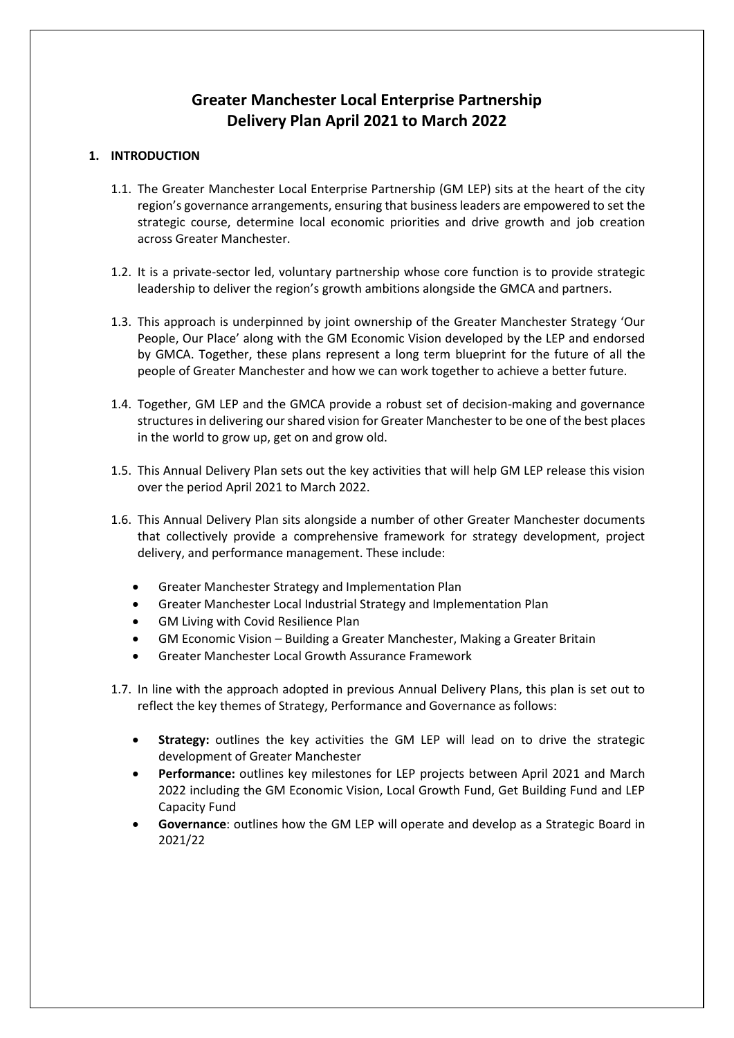# Greater Manchester Local Enterprise Partnership
# Delivery Plan April 2021 to March 2022

## 1. INTRODUCTION

1.1. The Greater Manchester Local Enterprise Partnership (GM LEP) sits at the heart of the city region's governance arrangements, ensuring that business leaders are empowered to set the strategic course, determine local economic priorities and drive growth and job creation across Greater Manchester.

1.2. It is a private-sector led, voluntary partnership whose core function is to provide strategic leadership to deliver the region's growth ambitions alongside the GMCA and partners.

1.3. This approach is underpinned by joint ownership of the Greater Manchester Strategy 'Our People, Our Place' along with the GM Economic Vision developed by the LEP and endorsed by GMCA. Together, these plans represent a long term blueprint for the future of all the people of Greater Manchester and how we can work together to achieve a better future.

1.4. Together, GM LEP and the GMCA provide a robust set of decision-making and governance structures in delivering our shared vision for Greater Manchester to be one of the best places in the world to grow up, get on and grow old.

1.5. This Annual Delivery Plan sets out the key activities that will help GM LEP release this vision over the period April 2021 to March 2022.

1.6. This Annual Delivery Plan sits alongside a number of other Greater Manchester documents that collectively provide a comprehensive framework for strategy development, project delivery, and performance management. These include:

- Greater Manchester Strategy and Implementation Plan
- Greater Manchester Local Industrial Strategy and Implementation Plan
- GM Living with Covid Resilience Plan
- GM Economic Vision – Building a Greater Manchester, Making a Greater Britain
- Greater Manchester Local Growth Assurance Framework

1.7. In line with the approach adopted in previous Annual Delivery Plans, this plan is set out to reflect the key themes of Strategy, Performance and Governance as follows:

- **Strategy:** outlines the key activities the GM LEP will lead on to drive the strategic development of Greater Manchester
- **Performance:** outlines key milestones for LEP projects between April 2021 and March 2022 including the GM Economic Vision, Local Growth Fund, Get Building Fund and LEP Capacity Fund
- **Governance**: outlines how the GM LEP will operate and develop as a Strategic Board in 2021/22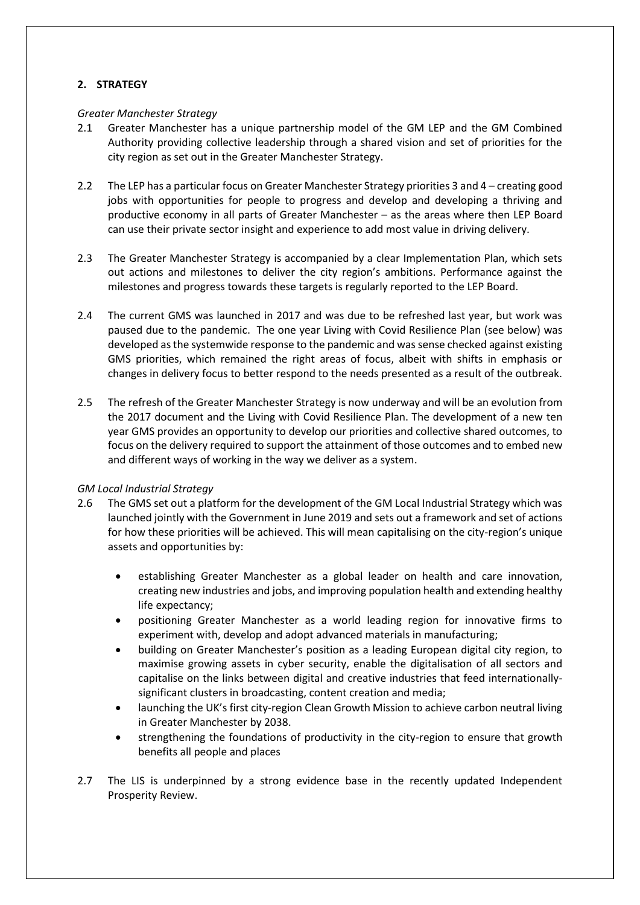## 2. STRATEGY

*Greater Manchester Strategy*

2.1 Greater Manchester has a unique partnership model of the GM LEP and the GM Combined Authority providing collective leadership through a shared vision and set of priorities for the city region as set out in the Greater Manchester Strategy.

2.2 The LEP has a particular focus on Greater Manchester Strategy priorities 3 and 4 – creating good jobs with opportunities for people to progress and develop and developing a thriving and productive economy in all parts of Greater Manchester – as the areas where then LEP Board can use their private sector insight and experience to add most value in driving delivery.

2.3 The Greater Manchester Strategy is accompanied by a clear Implementation Plan, which sets out actions and milestones to deliver the city region's ambitions. Performance against the milestones and progress towards these targets is regularly reported to the LEP Board.

2.4 The current GMS was launched in 2017 and was due to be refreshed last year, but work was paused due to the pandemic. The one year Living with Covid Resilience Plan (see below) was developed as the systemwide response to the pandemic and was sense checked against existing GMS priorities, which remained the right areas of focus, albeit with shifts in emphasis or changes in delivery focus to better respond to the needs presented as a result of the outbreak.

2.5 The refresh of the Greater Manchester Strategy is now underway and will be an evolution from the 2017 document and the Living with Covid Resilience Plan. The development of a new ten year GMS provides an opportunity to develop our priorities and collective shared outcomes, to focus on the delivery required to support the attainment of those outcomes and to embed new and different ways of working in the way we deliver as a system.

*GM Local Industrial Strategy*

2.6 The GMS set out a platform for the development of the GM Local Industrial Strategy which was launched jointly with the Government in June 2019 and sets out a framework and set of actions for how these priorities will be achieved. This will mean capitalising on the city-region's unique assets and opportunities by:

- establishing Greater Manchester as a global leader on health and care innovation, creating new industries and jobs, and improving population health and extending healthy life expectancy;
- positioning Greater Manchester as a world leading region for innovative firms to experiment with, develop and adopt advanced materials in manufacturing;
- building on Greater Manchester's position as a leading European digital city region, to maximise growing assets in cyber security, enable the digitalisation of all sectors and capitalise on the links between digital and creative industries that feed internationally-significant clusters in broadcasting, content creation and media;
- launching the UK's first city-region Clean Growth Mission to achieve carbon neutral living in Greater Manchester by 2038.
- strengthening the foundations of productivity in the city-region to ensure that growth benefits all people and places

2.7 The LIS is underpinned by a strong evidence base in the recently updated Independent Prosperity Review.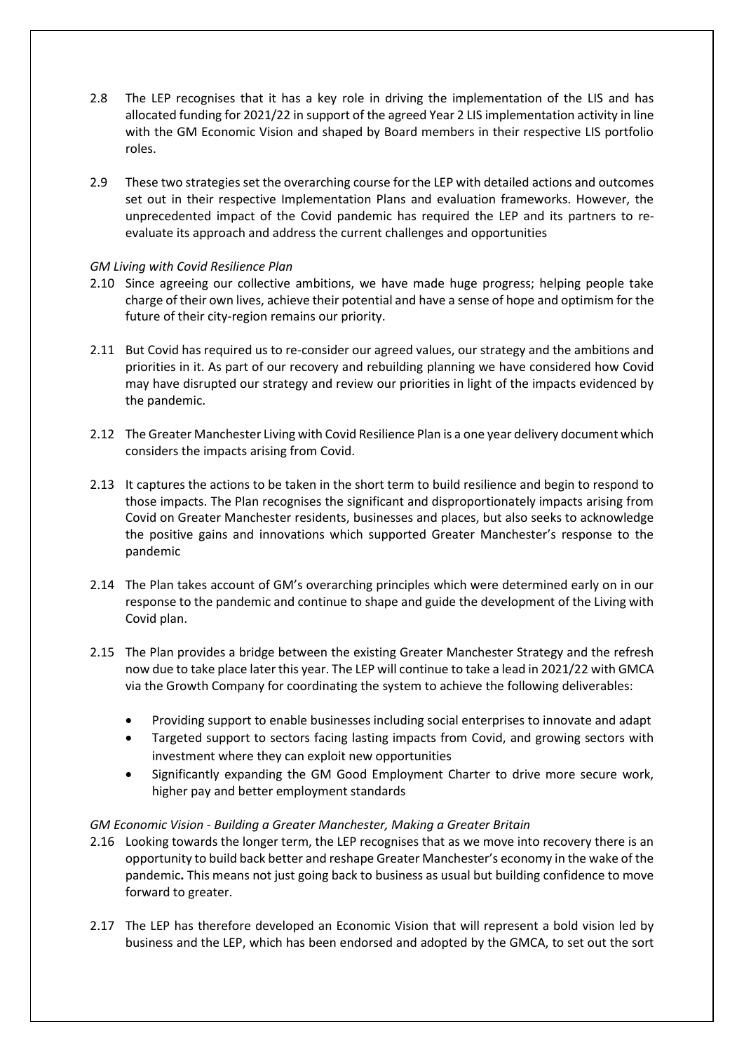2.8 The LEP recognises that it has a key role in driving the implementation of the LIS and has allocated funding for 2021/22 in support of the agreed Year 2 LIS implementation activity in line with the GM Economic Vision and shaped by Board members in their respective LIS portfolio roles.

2.9 These two strategies set the overarching course for the LEP with detailed actions and outcomes set out in their respective Implementation Plans and evaluation frameworks. However, the unprecedented impact of the Covid pandemic has required the LEP and its partners to re-evaluate its approach and address the current challenges and opportunities

*GM Living with Covid Resilience Plan*

2.10 Since agreeing our collective ambitions, we have made huge progress; helping people take charge of their own lives, achieve their potential and have a sense of hope and optimism for the future of their city-region remains our priority.

2.11 But Covid has required us to re-consider our agreed values, our strategy and the ambitions and priorities in it. As part of our recovery and rebuilding planning we have considered how Covid may have disrupted our strategy and review our priorities in light of the impacts evidenced by the pandemic.

2.12 The Greater Manchester Living with Covid Resilience Plan is a one year delivery document which considers the impacts arising from Covid.

2.13 It captures the actions to be taken in the short term to build resilience and begin to respond to those impacts. The Plan recognises the significant and disproportionately impacts arising from Covid on Greater Manchester residents, businesses and places, but also seeks to acknowledge the positive gains and innovations which supported Greater Manchester's response to the pandemic

2.14 The Plan takes account of GM's overarching principles which were determined early on in our response to the pandemic and continue to shape and guide the development of the Living with Covid plan.

2.15 The Plan provides a bridge between the existing Greater Manchester Strategy and the refresh now due to take place later this year. The LEP will continue to take a lead in 2021/22 with GMCA via the Growth Company for coordinating the system to achieve the following deliverables:

- Providing support to enable businesses including social enterprises to innovate and adapt
- Targeted support to sectors facing lasting impacts from Covid, and growing sectors with investment where they can exploit new opportunities
- Significantly expanding the GM Good Employment Charter to drive more secure work, higher pay and better employment standards

*GM Economic Vision - Building a Greater Manchester, Making a Greater Britain*

2.16 Looking towards the longer term, the LEP recognises that as we move into recovery there is an opportunity to build back better and reshape Greater Manchester's economy in the wake of the pandemic**.** This means not just going back to business as usual but building confidence to move forward to greater.

2.17 The LEP has therefore developed an Economic Vision that will represent a bold vision led by business and the LEP, which has been endorsed and adopted by the GMCA, to set out the sort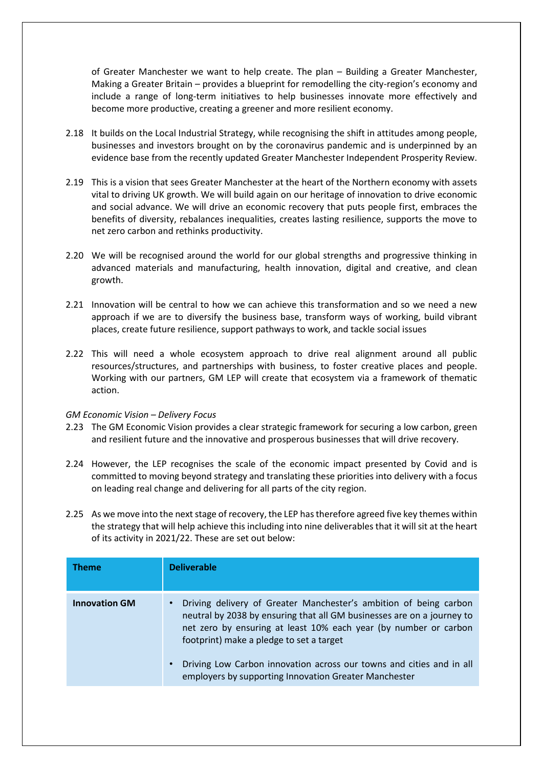of Greater Manchester we want to help create. The plan – Building a Greater Manchester, Making a Greater Britain – provides a blueprint for remodelling the city-region's economy and include a range of long-term initiatives to help businesses innovate more effectively and become more productive, creating a greener and more resilient economy.

2.18 It builds on the Local Industrial Strategy, while recognising the shift in attitudes among people, businesses and investors brought on by the coronavirus pandemic and is underpinned by an evidence base from the recently updated Greater Manchester Independent Prosperity Review.

2.19 This is a vision that sees Greater Manchester at the heart of the Northern economy with assets vital to driving UK growth. We will build again on our heritage of innovation to drive economic and social advance. We will drive an economic recovery that puts people first, embraces the benefits of diversity, rebalances inequalities, creates lasting resilience, supports the move to net zero carbon and rethinks productivity.

2.20 We will be recognised around the world for our global strengths and progressive thinking in advanced materials and manufacturing, health innovation, digital and creative, and clean growth.

2.21 Innovation will be central to how we can achieve this transformation and so we need a new approach if we are to diversify the business base, transform ways of working, build vibrant places, create future resilience, support pathways to work, and tackle social issues

2.22 This will need a whole ecosystem approach to drive real alignment around all public resources/structures, and partnerships with business, to foster creative places and people. Working with our partners, GM LEP will create that ecosystem via a framework of thematic action.

*GM Economic Vision – Delivery Focus*

2.23 The GM Economic Vision provides a clear strategic framework for securing a low carbon, green and resilient future and the innovative and prosperous businesses that will drive recovery.

2.24 However, the LEP recognises the scale of the economic impact presented by Covid and is committed to moving beyond strategy and translating these priorities into delivery with a focus on leading real change and delivering for all parts of the city region.

2.25 As we move into the next stage of recovery, the LEP has therefore agreed five key themes within the strategy that will help achieve this including into nine deliverables that it will sit at the heart of its activity in 2021/22. These are set out below:

| Theme | Deliverable |
|---|---|
| **Innovation GM** | • Driving delivery of Greater Manchester's ambition of being carbon neutral by 2038 by ensuring that all GM businesses are on a journey to net zero by ensuring at least 10% each year (by number or carbon footprint) make a pledge to set a target<br><br>• Driving Low Carbon innovation across our towns and cities and in all employers by supporting Innovation Greater Manchester |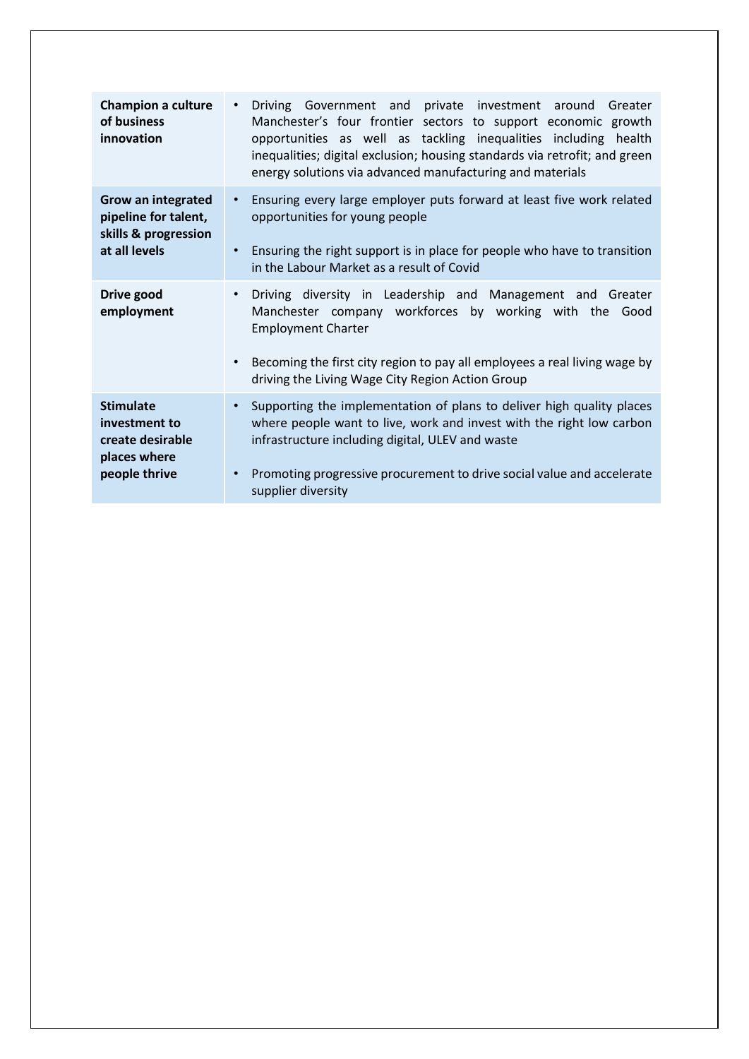| | |
|---|---|
| **Champion a culture of business innovation** | • Driving Government and private investment around Greater Manchester's four frontier sectors to support economic growth opportunities as well as tackling inequalities including health inequalities; digital exclusion; housing standards via retrofit; and green energy solutions via advanced manufacturing and materials |
| **Grow an integrated pipeline for talent, skills & progression at all levels** | • Ensuring every large employer puts forward at least five work related opportunities for young people<br><br>• Ensuring the right support is in place for people who have to transition in the Labour Market as a result of Covid |
| **Drive good employment** | • Driving diversity in Leadership and Management and Greater Manchester company workforces by working with the Good Employment Charter<br><br>• Becoming the first city region to pay all employees a real living wage by driving the Living Wage City Region Action Group |
| **Stimulate investment to create desirable places where people thrive** | • Supporting the implementation of plans to deliver high quality places where people want to live, work and invest with the right low carbon infrastructure including digital, ULEV and waste<br><br>• Promoting progressive procurement to drive social value and accelerate supplier diversity |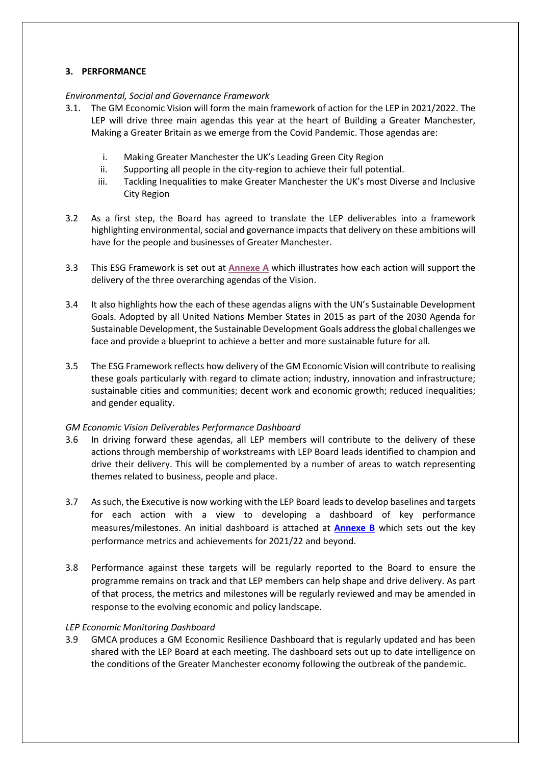### 3. PERFORMANCE

*Environmental, Social and Governance Framework*

3.1. The GM Economic Vision will form the main framework of action for the LEP in 2021/2022. The LEP will drive three main agendas this year at the heart of Building a Greater Manchester, Making a Greater Britain as we emerge from the Covid Pandemic. Those agendas are:

   i. Making Greater Manchester the UK's Leading Green City Region
   ii. Supporting all people in the city-region to achieve their full potential.
   iii. Tackling Inequalities to make Greater Manchester the UK's most Diverse and Inclusive City Region

3.2 As a first step, the Board has agreed to translate the LEP deliverables into a framework highlighting environmental, social and governance impacts that delivery on these ambitions will have for the people and businesses of Greater Manchester.

3.3 This ESG Framework is set out at **Annexe A** which illustrates how each action will support the delivery of the three overarching agendas of the Vision.

3.4 It also highlights how the each of these agendas aligns with the UN's Sustainable Development Goals. Adopted by all United Nations Member States in 2015 as part of the 2030 Agenda for Sustainable Development, the Sustainable Development Goals address the global challenges we face and provide a blueprint to achieve a better and more sustainable future for all.

3.5 The ESG Framework reflects how delivery of the GM Economic Vision will contribute to realising these goals particularly with regard to climate action; industry, innovation and infrastructure; sustainable cities and communities; decent work and economic growth; reduced inequalities; and gender equality.

*GM Economic Vision Deliverables Performance Dashboard*

3.6 In driving forward these agendas, all LEP members will contribute to the delivery of these actions through membership of workstreams with LEP Board leads identified to champion and drive their delivery. This will be complemented by a number of areas to watch representing themes related to business, people and place.

3.7 As such, the Executive is now working with the LEP Board leads to develop baselines and targets for each action with a view to developing a dashboard of key performance measures/milestones. An initial dashboard is attached at **Annexe B** which sets out the key performance metrics and achievements for 2021/22 and beyond.

3.8 Performance against these targets will be regularly reported to the Board to ensure the programme remains on track and that LEP members can help shape and drive delivery. As part of that process, the metrics and milestones will be regularly reviewed and may be amended in response to the evolving economic and policy landscape.

*LEP Economic Monitoring Dashboard*

3.9 GMCA produces a GM Economic Resilience Dashboard that is regularly updated and has been shared with the LEP Board at each meeting. The dashboard sets out up to date intelligence on the conditions of the Greater Manchester economy following the outbreak of the pandemic.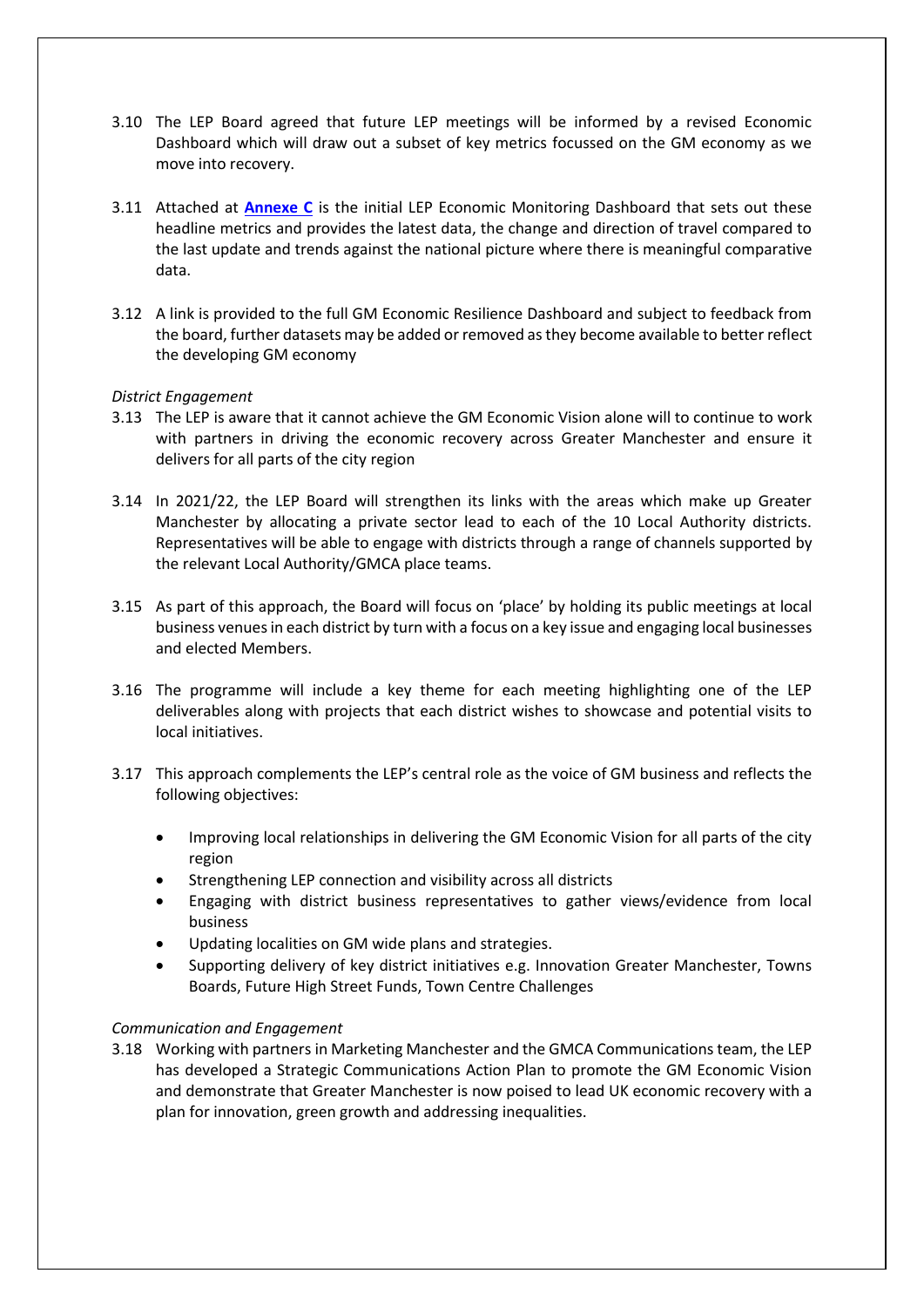3.10 The LEP Board agreed that future LEP meetings will be informed by a revised Economic Dashboard which will draw out a subset of key metrics focussed on the GM economy as we move into recovery.

3.11 Attached at **Annexe C** is the initial LEP Economic Monitoring Dashboard that sets out these headline metrics and provides the latest data, the change and direction of travel compared to the last update and trends against the national picture where there is meaningful comparative data.

3.12 A link is provided to the full GM Economic Resilience Dashboard and subject to feedback from the board, further datasets may be added or removed as they become available to better reflect the developing GM economy

*District Engagement*

3.13 The LEP is aware that it cannot achieve the GM Economic Vision alone will to continue to work with partners in driving the economic recovery across Greater Manchester and ensure it delivers for all parts of the city region

3.14 In 2021/22, the LEP Board will strengthen its links with the areas which make up Greater Manchester by allocating a private sector lead to each of the 10 Local Authority districts. Representatives will be able to engage with districts through a range of channels supported by the relevant Local Authority/GMCA place teams.

3.15 As part of this approach, the Board will focus on 'place' by holding its public meetings at local business venues in each district by turn with a focus on a key issue and engaging local businesses and elected Members.

3.16 The programme will include a key theme for each meeting highlighting one of the LEP deliverables along with projects that each district wishes to showcase and potential visits to local initiatives.

3.17 This approach complements the LEP's central role as the voice of GM business and reflects the following objectives:

- Improving local relationships in delivering the GM Economic Vision for all parts of the city region
- Strengthening LEP connection and visibility across all districts
- Engaging with district business representatives to gather views/evidence from local business
- Updating localities on GM wide plans and strategies.
- Supporting delivery of key district initiatives e.g. Innovation Greater Manchester, Towns Boards, Future High Street Funds, Town Centre Challenges

*Communication and Engagement*

3.18 Working with partners in Marketing Manchester and the GMCA Communications team, the LEP has developed a Strategic Communications Action Plan to promote the GM Economic Vision and demonstrate that Greater Manchester is now poised to lead UK economic recovery with a plan for innovation, green growth and addressing inequalities.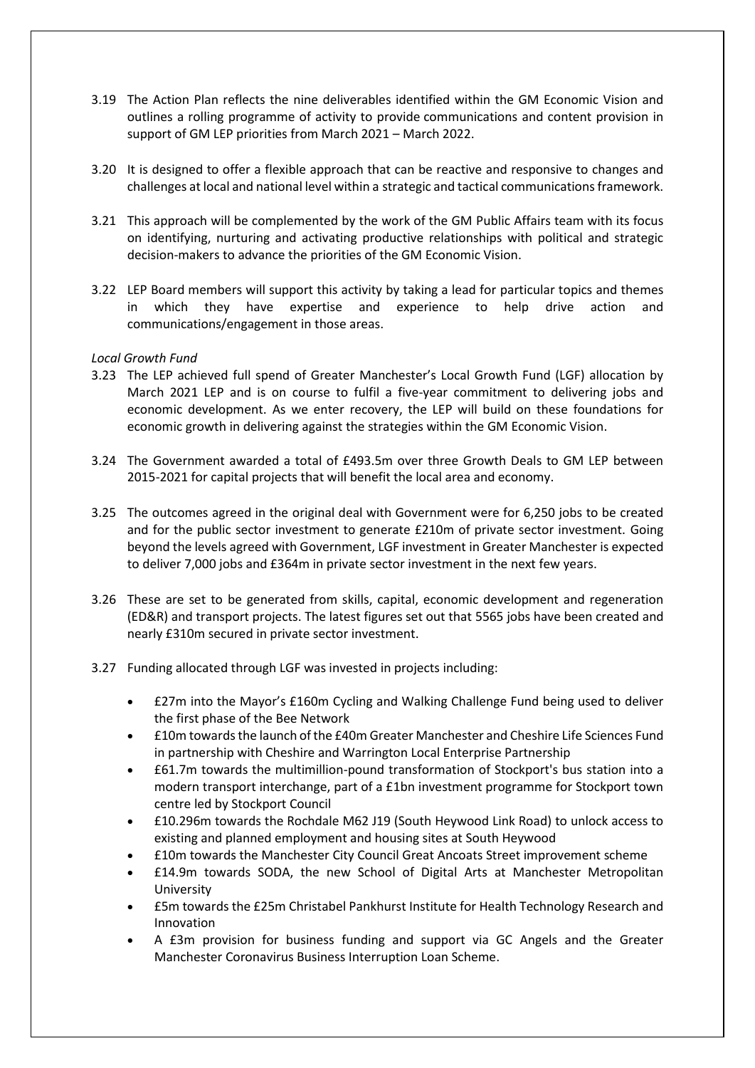3.19 The Action Plan reflects the nine deliverables identified within the GM Economic Vision and outlines a rolling programme of activity to provide communications and content provision in support of GM LEP priorities from March 2021 – March 2022.

3.20 It is designed to offer a flexible approach that can be reactive and responsive to changes and challenges at local and national level within a strategic and tactical communications framework.

3.21 This approach will be complemented by the work of the GM Public Affairs team with its focus on identifying, nurturing and activating productive relationships with political and strategic decision-makers to advance the priorities of the GM Economic Vision.

3.22 LEP Board members will support this activity by taking a lead for particular topics and themes in which they have expertise and experience to help drive action and communications/engagement in those areas.

*Local Growth Fund*

3.23 The LEP achieved full spend of Greater Manchester's Local Growth Fund (LGF) allocation by March 2021 LEP and is on course to fulfil a five-year commitment to delivering jobs and economic development. As we enter recovery, the LEP will build on these foundations for economic growth in delivering against the strategies within the GM Economic Vision.

3.24 The Government awarded a total of £493.5m over three Growth Deals to GM LEP between 2015-2021 for capital projects that will benefit the local area and economy.

3.25 The outcomes agreed in the original deal with Government were for 6,250 jobs to be created and for the public sector investment to generate £210m of private sector investment. Going beyond the levels agreed with Government, LGF investment in Greater Manchester is expected to deliver 7,000 jobs and £364m in private sector investment in the next few years.

3.26 These are set to be generated from skills, capital, economic development and regeneration (ED&R) and transport projects. The latest figures set out that 5565 jobs have been created and nearly £310m secured in private sector investment.

3.27 Funding allocated through LGF was invested in projects including:

- £27m into the Mayor's £160m Cycling and Walking Challenge Fund being used to deliver the first phase of the Bee Network
- £10m towards the launch of the £40m Greater Manchester and Cheshire Life Sciences Fund in partnership with Cheshire and Warrington Local Enterprise Partnership
- £61.7m towards the multimillion-pound transformation of Stockport's bus station into a modern transport interchange, part of a £1bn investment programme for Stockport town centre led by Stockport Council
- £10.296m towards the Rochdale M62 J19 (South Heywood Link Road) to unlock access to existing and planned employment and housing sites at South Heywood
- £10m towards the Manchester City Council Great Ancoats Street improvement scheme
- £14.9m towards SODA, the new School of Digital Arts at Manchester Metropolitan University
- £5m towards the £25m Christabel Pankhurst Institute for Health Technology Research and Innovation
- A £3m provision for business funding and support via GC Angels and the Greater Manchester Coronavirus Business Interruption Loan Scheme.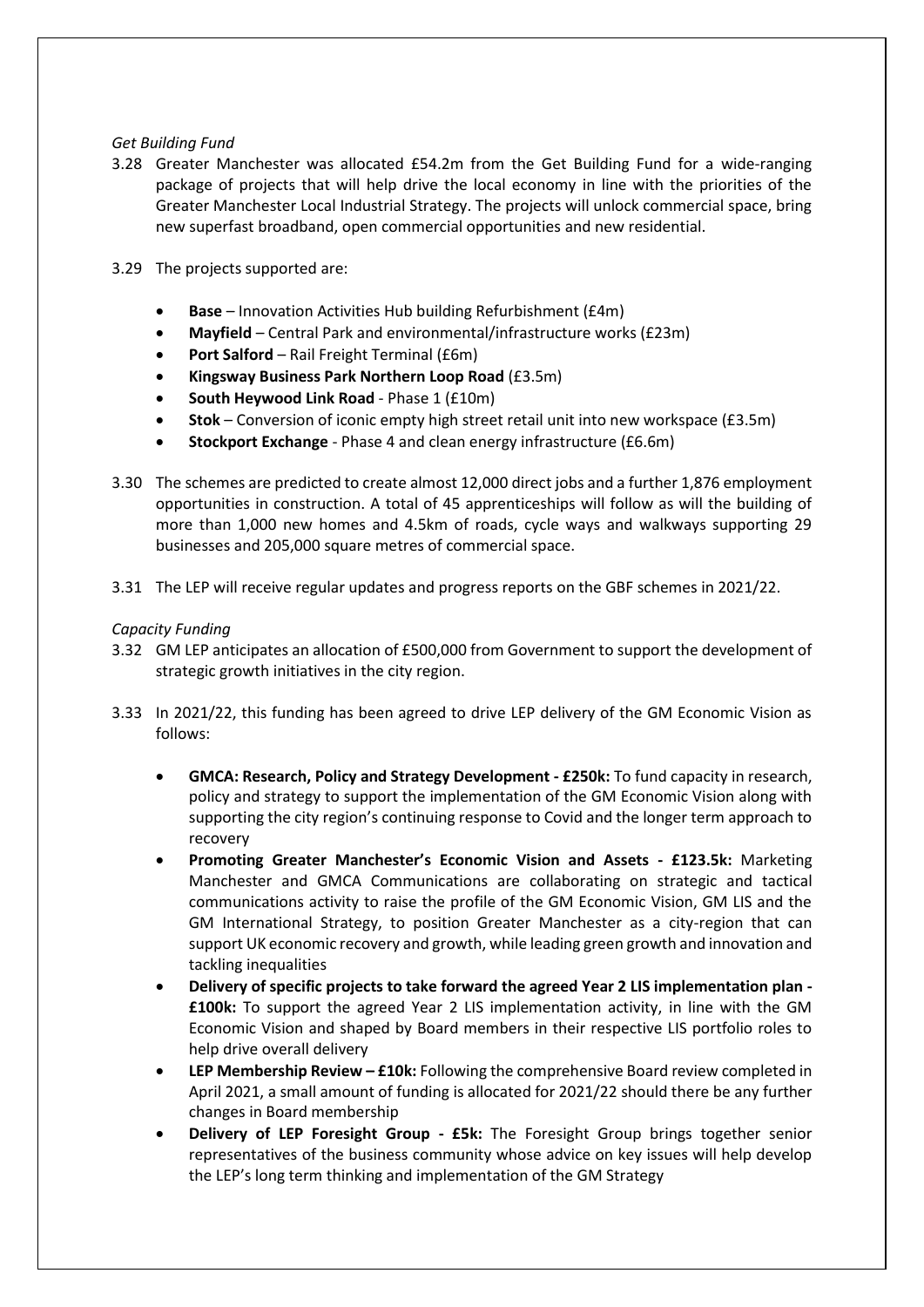*Get Building Fund*

3.28 Greater Manchester was allocated £54.2m from the Get Building Fund for a wide-ranging package of projects that will help drive the local economy in line with the priorities of the Greater Manchester Local Industrial Strategy. The projects will unlock commercial space, bring new superfast broadband, open commercial opportunities and new residential.

3.29 The projects supported are:

- **Base** – Innovation Activities Hub building Refurbishment (£4m)
- **Mayfield** – Central Park and environmental/infrastructure works (£23m)
- **Port Salford** – Rail Freight Terminal (£6m)
- **Kingsway Business Park Northern Loop Road** (£3.5m)
- **South Heywood Link Road** - Phase 1 (£10m)
- **Stok** – Conversion of iconic empty high street retail unit into new workspace (£3.5m)
- **Stockport Exchange** - Phase 4 and clean energy infrastructure (£6.6m)

3.30 The schemes are predicted to create almost 12,000 direct jobs and a further 1,876 employment opportunities in construction. A total of 45 apprenticeships will follow as will the building of more than 1,000 new homes and 4.5km of roads, cycle ways and walkways supporting 29 businesses and 205,000 square metres of commercial space.

3.31 The LEP will receive regular updates and progress reports on the GBF schemes in 2021/22.

*Capacity Funding*

3.32 GM LEP anticipates an allocation of £500,000 from Government to support the development of strategic growth initiatives in the city region.

3.33 In 2021/22, this funding has been agreed to drive LEP delivery of the GM Economic Vision as follows:

- **GMCA: Research, Policy and Strategy Development - £250k:** To fund capacity in research, policy and strategy to support the implementation of the GM Economic Vision along with supporting the city region's continuing response to Covid and the longer term approach to recovery
- **Promoting Greater Manchester's Economic Vision and Assets - £123.5k:** Marketing Manchester and GMCA Communications are collaborating on strategic and tactical communications activity to raise the profile of the GM Economic Vision, GM LIS and the GM International Strategy, to position Greater Manchester as a city-region that can support UK economic recovery and growth, while leading green growth and innovation and tackling inequalities
- **Delivery of specific projects to take forward the agreed Year 2 LIS implementation plan - £100k:** To support the agreed Year 2 LIS implementation activity, in line with the GM Economic Vision and shaped by Board members in their respective LIS portfolio roles to help drive overall delivery
- **LEP Membership Review – £10k:** Following the comprehensive Board review completed in April 2021, a small amount of funding is allocated for 2021/22 should there be any further changes in Board membership
- **Delivery of LEP Foresight Group - £5k:** The Foresight Group brings together senior representatives of the business community whose advice on key issues will help develop the LEP's long term thinking and implementation of the GM Strategy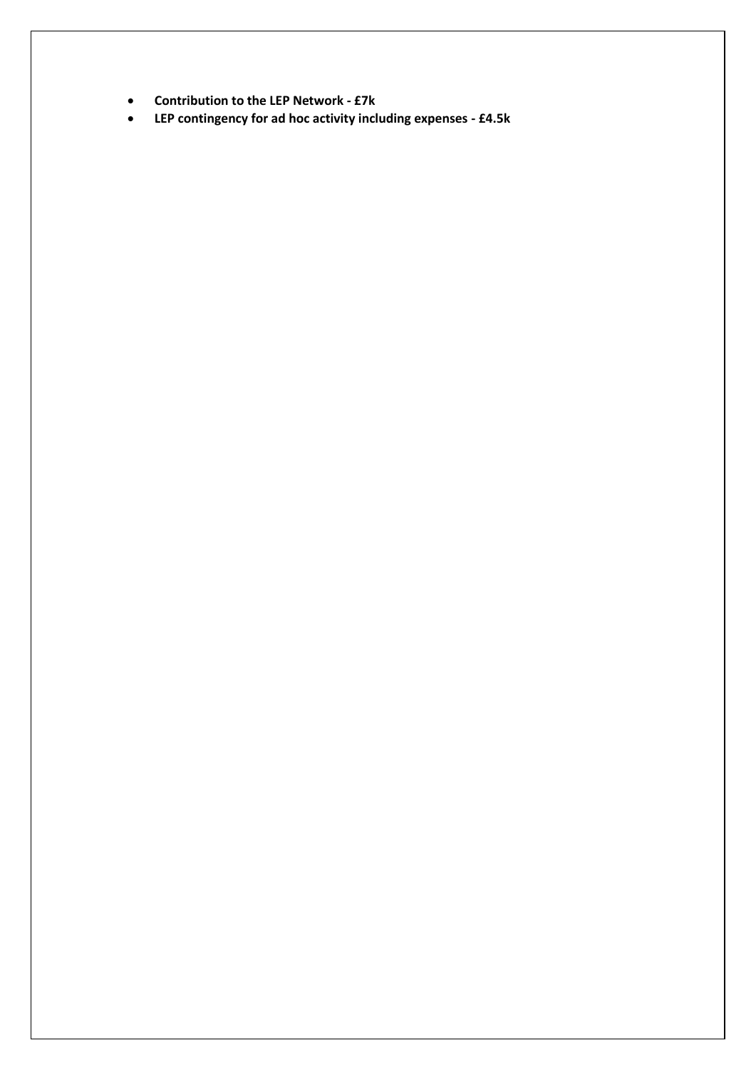- **Contribution to the LEP Network - £7k**
- **LEP contingency for ad hoc activity including expenses - £4.5k**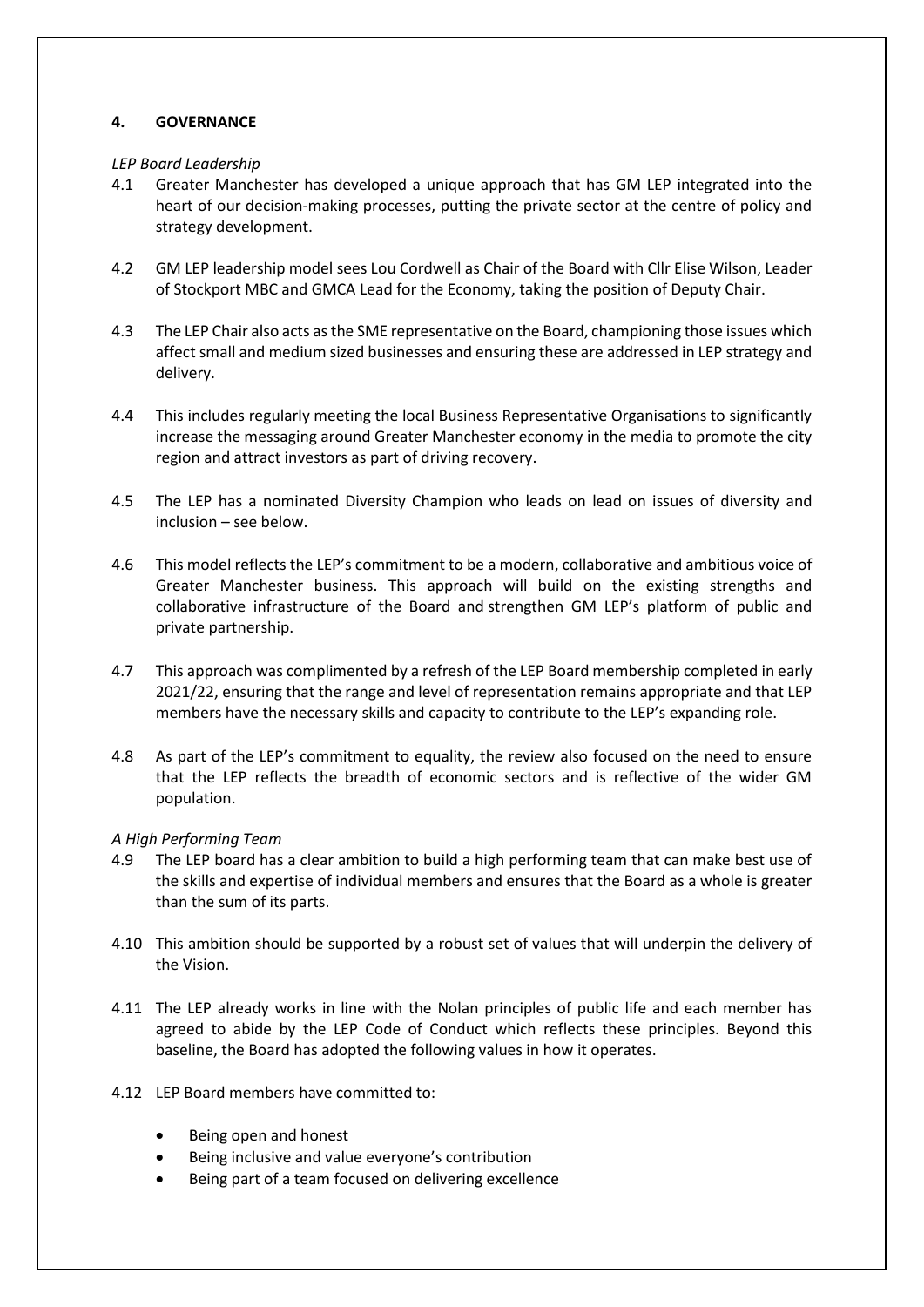## 4. GOVERNANCE

*LEP Board Leadership*

4.1 Greater Manchester has developed a unique approach that has GM LEP integrated into the heart of our decision-making processes, putting the private sector at the centre of policy and strategy development.

4.2 GM LEP leadership model sees Lou Cordwell as Chair of the Board with Cllr Elise Wilson, Leader of Stockport MBC and GMCA Lead for the Economy, taking the position of Deputy Chair.

4.3 The LEP Chair also acts as the SME representative on the Board, championing those issues which affect small and medium sized businesses and ensuring these are addressed in LEP strategy and delivery.

4.4 This includes regularly meeting the local Business Representative Organisations to significantly increase the messaging around Greater Manchester economy in the media to promote the city region and attract investors as part of driving recovery.

4.5 The LEP has a nominated Diversity Champion who leads on lead on issues of diversity and inclusion – see below.

4.6 This model reflects the LEP's commitment to be a modern, collaborative and ambitious voice of Greater Manchester business. This approach will build on the existing strengths and collaborative infrastructure of the Board and strengthen GM LEP's platform of public and private partnership.

4.7 This approach was complimented by a refresh of the LEP Board membership completed in early 2021/22, ensuring that the range and level of representation remains appropriate and that LEP members have the necessary skills and capacity to contribute to the LEP's expanding role.

4.8 As part of the LEP's commitment to equality, the review also focused on the need to ensure that the LEP reflects the breadth of economic sectors and is reflective of the wider GM population.

*A High Performing Team*

4.9 The LEP board has a clear ambition to build a high performing team that can make best use of the skills and expertise of individual members and ensures that the Board as a whole is greater than the sum of its parts.

4.10 This ambition should be supported by a robust set of values that will underpin the delivery of the Vision.

4.11 The LEP already works in line with the Nolan principles of public life and each member has agreed to abide by the LEP Code of Conduct which reflects these principles. Beyond this baseline, the Board has adopted the following values in how it operates.

4.12 LEP Board members have committed to:

- Being open and honest
- Being inclusive and value everyone's contribution
- Being part of a team focused on delivering excellence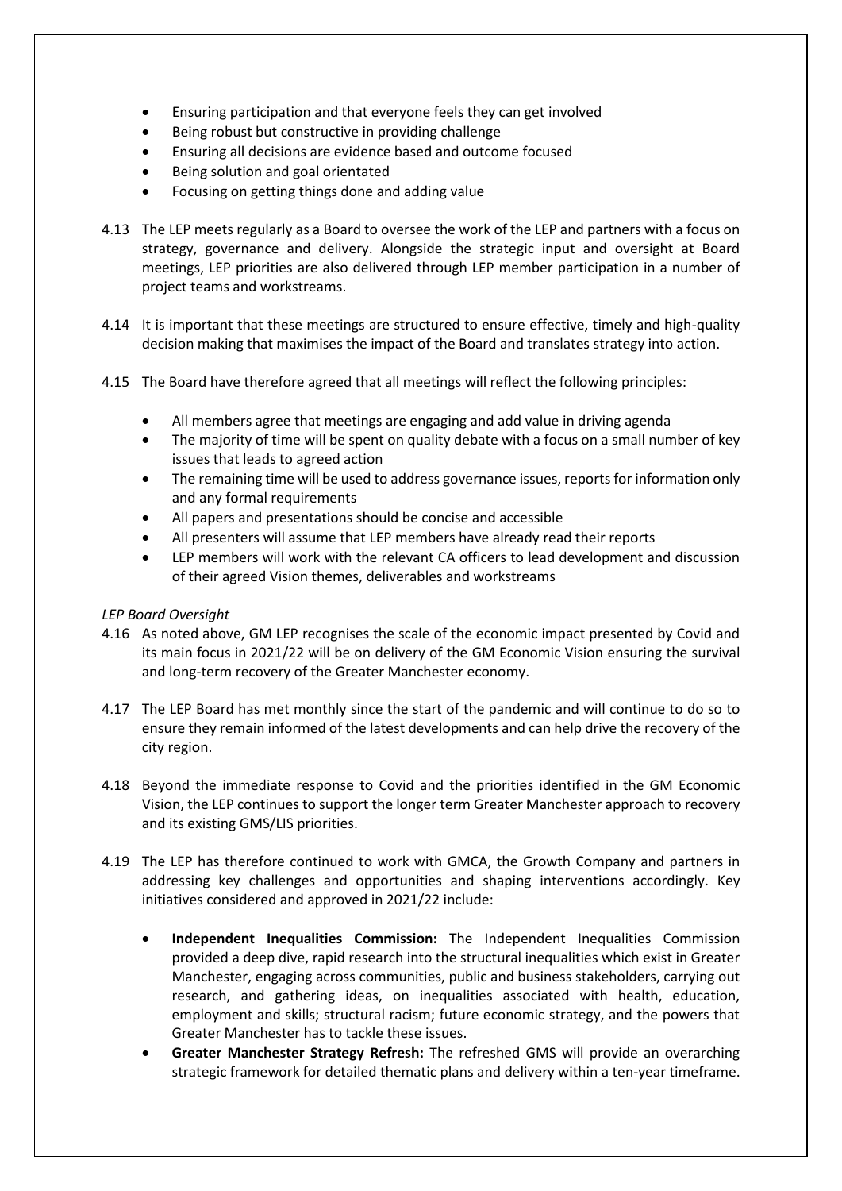- Ensuring participation and that everyone feels they can get involved
- Being robust but constructive in providing challenge
- Ensuring all decisions are evidence based and outcome focused
- Being solution and goal orientated
- Focusing on getting things done and adding value

4.13 The LEP meets regularly as a Board to oversee the work of the LEP and partners with a focus on strategy, governance and delivery. Alongside the strategic input and oversight at Board meetings, LEP priorities are also delivered through LEP member participation in a number of project teams and workstreams.

4.14 It is important that these meetings are structured to ensure effective, timely and high-quality decision making that maximises the impact of the Board and translates strategy into action.

4.15 The Board have therefore agreed that all meetings will reflect the following principles:

- All members agree that meetings are engaging and add value in driving agenda
- The majority of time will be spent on quality debate with a focus on a small number of key issues that leads to agreed action
- The remaining time will be used to address governance issues, reports for information only and any formal requirements
- All papers and presentations should be concise and accessible
- All presenters will assume that LEP members have already read their reports
- LEP members will work with the relevant CA officers to lead development and discussion of their agreed Vision themes, deliverables and workstreams

*LEP Board Oversight*

4.16 As noted above, GM LEP recognises the scale of the economic impact presented by Covid and its main focus in 2021/22 will be on delivery of the GM Economic Vision ensuring the survival and long-term recovery of the Greater Manchester economy.

4.17 The LEP Board has met monthly since the start of the pandemic and will continue to do so to ensure they remain informed of the latest developments and can help drive the recovery of the city region.

4.18 Beyond the immediate response to Covid and the priorities identified in the GM Economic Vision, the LEP continues to support the longer term Greater Manchester approach to recovery and its existing GMS/LIS priorities.

4.19 The LEP has therefore continued to work with GMCA, the Growth Company and partners in addressing key challenges and opportunities and shaping interventions accordingly. Key initiatives considered and approved in 2021/22 include:

- **Independent Inequalities Commission:** The Independent Inequalities Commission provided a deep dive, rapid research into the structural inequalities which exist in Greater Manchester, engaging across communities, public and business stakeholders, carrying out research, and gathering ideas, on inequalities associated with health, education, employment and skills; structural racism; future economic strategy, and the powers that Greater Manchester has to tackle these issues.
- **Greater Manchester Strategy Refresh:** The refreshed GMS will provide an overarching strategic framework for detailed thematic plans and delivery within a ten-year timeframe.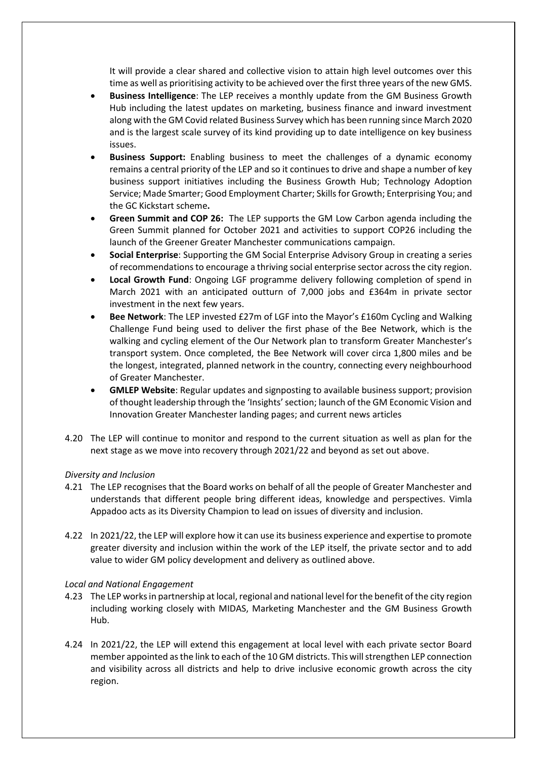It will provide a clear shared and collective vision to attain high level outcomes over this time as well as prioritising activity to be achieved over the first three years of the new GMS.

- **Business Intelligence**: The LEP receives a monthly update from the GM Business Growth Hub including the latest updates on marketing, business finance and inward investment along with the GM Covid related Business Survey which has been running since March 2020 and is the largest scale survey of its kind providing up to date intelligence on key business issues.
- **Business Support:** Enabling business to meet the challenges of a dynamic economy remains a central priority of the LEP and so it continues to drive and shape a number of key business support initiatives including the Business Growth Hub; Technology Adoption Service; Made Smarter; Good Employment Charter; Skills for Growth; Enterprising You; and the GC Kickstart scheme**.**
- **Green Summit and COP 26:** The LEP supports the GM Low Carbon agenda including the Green Summit planned for October 2021 and activities to support COP26 including the launch of the Greener Greater Manchester communications campaign.
- **Social Enterprise**: Supporting the GM Social Enterprise Advisory Group in creating a series of recommendations to encourage a thriving social enterprise sector across the city region.
- **Local Growth Fund**: Ongoing LGF programme delivery following completion of spend in March 2021 with an anticipated outturn of 7,000 jobs and £364m in private sector investment in the next few years.
- **Bee Network**: The LEP invested £27m of LGF into the Mayor's £160m Cycling and Walking Challenge Fund being used to deliver the first phase of the Bee Network, which is the walking and cycling element of the Our Network plan to transform Greater Manchester's transport system. Once completed, the Bee Network will cover circa 1,800 miles and be the longest, integrated, planned network in the country, connecting every neighbourhood of Greater Manchester.
- **GMLEP Website**: Regular updates and signposting to available business support; provision of thought leadership through the 'Insights' section; launch of the GM Economic Vision and Innovation Greater Manchester landing pages; and current news articles

4.20 The LEP will continue to monitor and respond to the current situation as well as plan for the next stage as we move into recovery through 2021/22 and beyond as set out above.

*Diversity and Inclusion*

4.21 The LEP recognises that the Board works on behalf of all the people of Greater Manchester and understands that different people bring different ideas, knowledge and perspectives. Vimla Appadoo acts as its Diversity Champion to lead on issues of diversity and inclusion.

4.22 In 2021/22, the LEP will explore how it can use its business experience and expertise to promote greater diversity and inclusion within the work of the LEP itself, the private sector and to add value to wider GM policy development and delivery as outlined above.

*Local and National Engagement*

4.23 The LEP works in partnership at local, regional and national level for the benefit of the city region including working closely with MIDAS, Marketing Manchester and the GM Business Growth Hub.

4.24 In 2021/22, the LEP will extend this engagement at local level with each private sector Board member appointed as the link to each of the 10 GM districts. This will strengthen LEP connection and visibility across all districts and help to drive inclusive economic growth across the city region.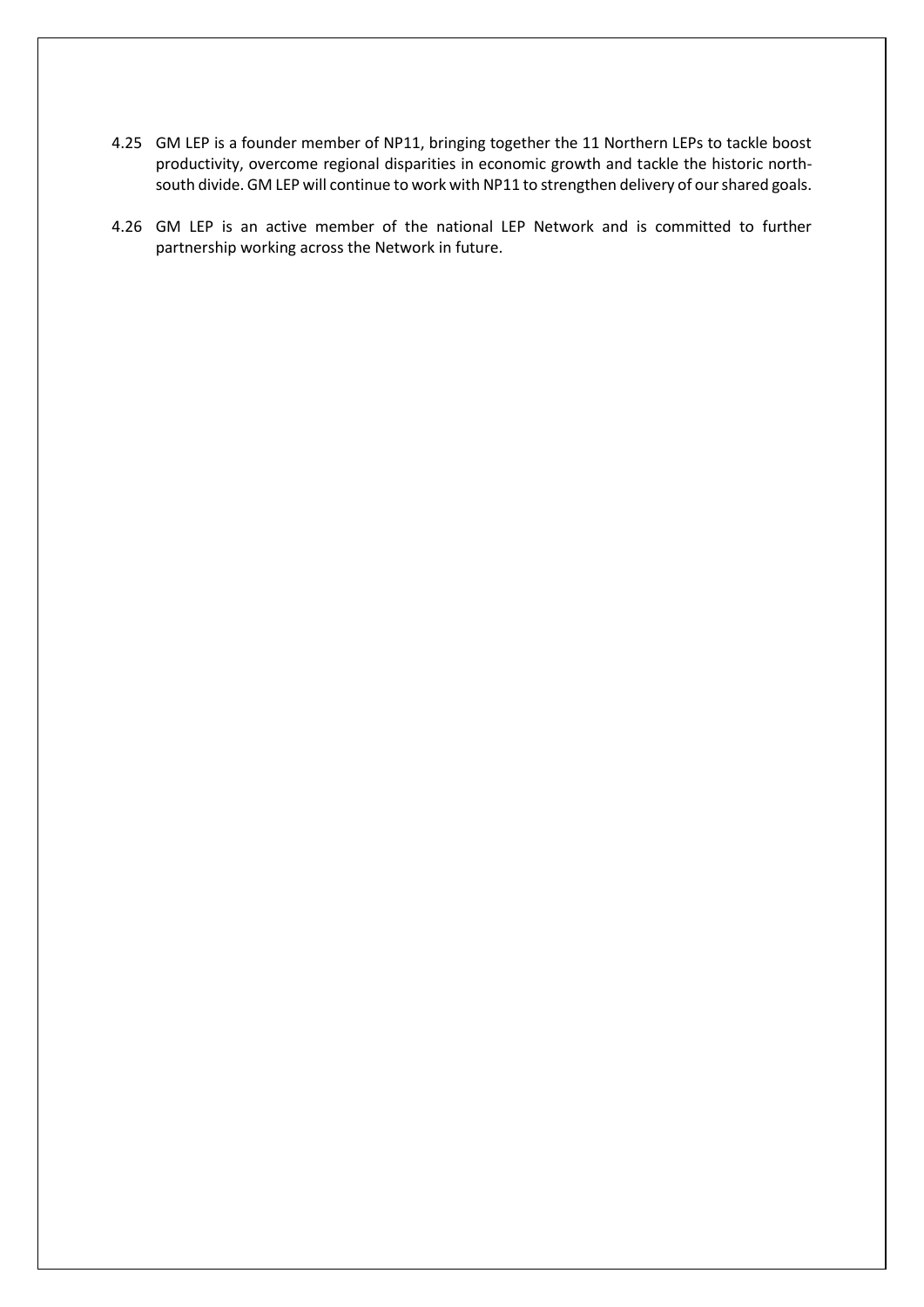4.25 GM LEP is a founder member of NP11, bringing together the 11 Northern LEPs to tackle boost productivity, overcome regional disparities in economic growth and tackle the historic north-south divide. GM LEP will continue to work with NP11 to strengthen delivery of our shared goals.

4.26 GM LEP is an active member of the national LEP Network and is committed to further partnership working across the Network in future.